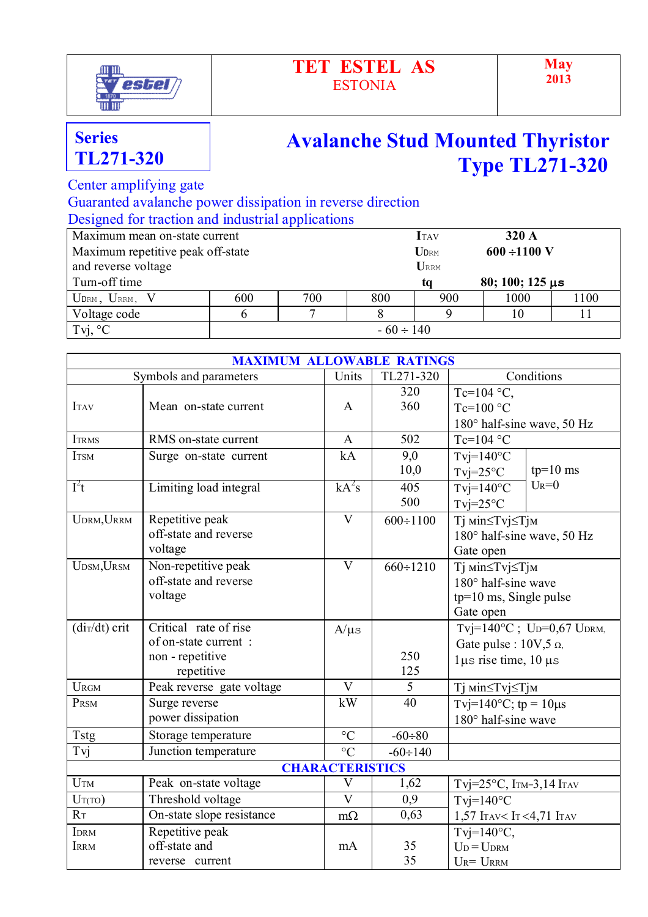**TET ESTEL AS**
ESTONIA

May 2013

**Series TL271-320**

# Avalanche Stud Mounted Thyristor Type TL271-320

Center amplifying gate
Guaranted avalanche power dissipation in reverse direction
Designed for traction and industrial applications

| | | | | | | |
|---|---|---|---|---|---|---|
| Maximum mean on-state current | | | | $I_{TAV}$ | **320 A** | |
| Maximum repetitive peak off-state and reverse voltage | | | | $U_{DRM}$ $U_{RRM}$ | **600 ÷1100 V** | |
| Turn-off time | | | | tq | **80; 100; 125 µs** | |
| $U_{DRM}$, $U_{RRM}$, V | 600 | 700 | 800 | 900 | 1000 | 1100 |
| Voltage code | 6 | 7 | 8 | 9 | 10 | 11 |
| Tvj, °C | - 60 ÷ 140 | | | | | |

| MAXIMUM ALLOWABLE RATINGS | | | | | |
|---|---|---|---|---|---|
| Symbols and parameters | | Units | TL271-320 | Conditions | |
| $I_{TAV}$ | Mean on-state current | A | 320<br>360 | Tc=104 °C,<br>Tc=100 °C<br>180° half-sine wave, 50 Hz | |
| $I_{TRMS}$ | RMS on-state current | A | 502 | Tc=104 °C | |
| $I_{TSM}$ | Surge on-state current | kA | 9,0<br>10,0 | Tvj=140°C<br>Tvj=25°C | tp=10 ms<br>$U_R$=0 |
| $I^2t$ | Limiting load integral | $kA^2s$ | 405<br>500 | Tvj=140°C<br>Tvj=25°C | |
| $U_{DRM}$,$U_{RRM}$ | Repetitive peak off-state and reverse voltage | V | 600÷1100 | Tj min≤Tvj≤Tjm<br>180° half-sine wave, 50 Hz<br>Gate open | |
| $U_{DSM}$,$U_{RSM}$ | Non-repetitive peak off-state and reverse voltage | V | 660÷1210 | Tj min≤Tvj≤Tjm<br>180° half-sine wave<br>tp=10 ms, Single pulse<br>Gate open | |
| $(di_T/dt)$ crit | Critical rate of rise of on-state current :<br>non - repetitive<br>repetitive | A/µs | 250<br>125 | Tvj=140°C ; $U_D$=0,67 $U_{DRM}$,<br>Gate pulse : 10V,5 Ω,<br>1µs rise time, 10 µs | |
| $U_{RGM}$ | Peak reverse gate voltage | V | 5 | Tj min≤Tvj≤Tjm | |
| $P_{RSM}$ | Surge reverse power dissipation | kW | 40 | Tvj=140°C; tp = 10µs<br>180° half-sine wave | |
| Tstg | Storage temperature | °C | -60÷80 | | |
| Tvj | Junction temperature | °C | -60÷140 | | |
| **CHARACTERISTICS** | | | | | |
| $U_{TM}$ | Peak on-state voltage | V | 1,62 | Tvj=25°C, $I_{TM}$=3,14 $I_{TAV}$ | |
| $U_{T(TO)}$ | Threshold voltage | V | 0,9 | Tvj=140°C | |
| $R_T$ | On-state slope resistance | mΩ | 0,63 | 1,57 $I_{TAV}$< $I_T$ <4,71 $I_{TAV}$ | |
| $I_{DRM}$<br>$I_{RRM}$ | Repetitive peak off-state and reverse current | mA | 35<br>35 | Tvj=140°C,<br>$U_D$ = $U_{DRM}$<br>$U_R$= $U_{RRM}$ | |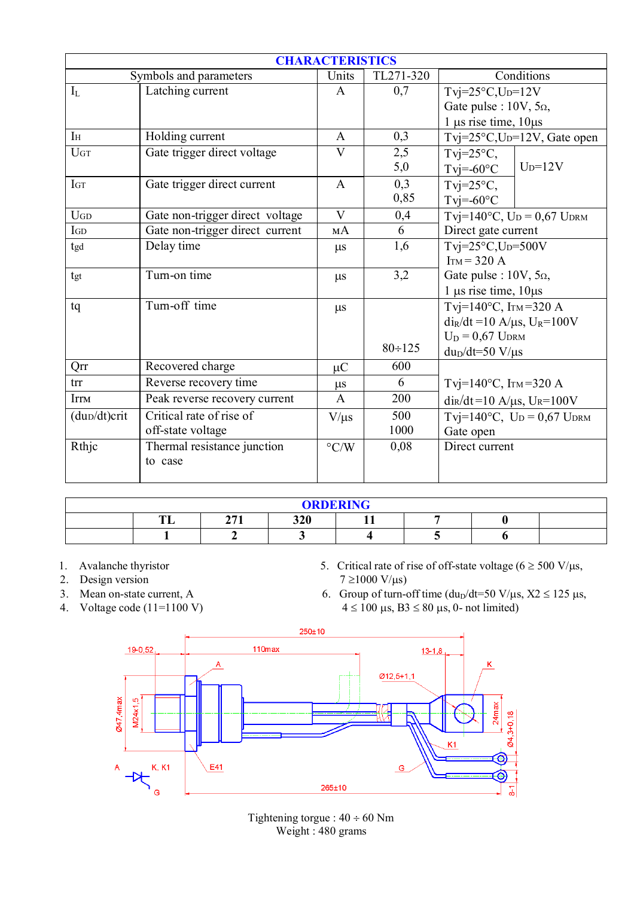## CHARACTERISTICS

| Symbols and parameters | | Units | TL271-320 | Conditions | |
|---|---|---|---|---|---|
| $I_L$ | Latching current | A | 0,7 | Tvj=25°C,$U_D$=12V<br>Gate pulse : 10V, 5Ω,<br>1 µs rise time, 10µs | |
| $I_H$ | Holding current | A | 0,3 | Tvj=25°C,$U_D$=12V, Gate open | |
| $U_{GT}$ | Gate trigger direct voltage | V | 2,5<br>5,0 | Tvj=25°C,<br>Tvj=-60°C | $U_D$=12V |
| $I_{GT}$ | Gate trigger direct current | A | 0,3<br>0,85 | Tvj=25°C,<br>Tvj=-60°C | |
| $U_{GD}$ | Gate non-trigger direct voltage | V | 0,4 | Tvj=140°C, $U_D$ = 0,67 $U_{DRM}$ | |
| $I_{GD}$ | Gate non-trigger direct current | мA | 6 | Direct gate current | |
| tgd | Delay time | µs | 1,6 | Tvj=25°C,$U_D$=500V<br>$I_{TM}$ = 320 A | |
| tgt | Turn-on time | µs | 3,2 | Gate pulse : 10V, 5Ω,<br>1 µs rise time, 10µs | |
| tq | Turn-off time | µs | 80÷125 | Tvj=140°C, $I_{TM}$=320 A<br>$di_R/dt$ =10 A/µs, $U_R$=100V<br>$U_D$ = 0,67 $U_{DRM}$<br>$du_D/dt$=50 V/µs | |
| Qrr | Recovered charge | µC | 600 | Tvj=140°C, $I_{TM}$=320 A<br>$di_R/dt$=10 A/µs, $U_R$=100V | |
| trr | Reverse recovery time | µs | 6 | | |
| $I_{RRM}$ | Peak reverse recovery current | A | 200 | | |
| $(du_D/dt)_{crit}$ | Critical rate of rise of off-state voltage | V/µs | 500<br>1000 | Tvj=140°C, $U_D$ = 0,67 $U_{DRM}$<br>Gate open | |
| Rthjc | Thermal resistance junction to case | °C/W | 0,08 | Direct current | |

## ORDERING

| | TL | 271 | 320 | 11 | 7 | 0 | |
|---|---|---|---|---|---|---|---|
| | 1 | 2 | 3 | 4 | 5 | 6 | |

1. Avalanche thyristor
2. Design version
3. Mean on-state current, A
4. Voltage code (11=1100 V)
5. Critical rate of rise of off-state voltage (6 ≥ 500 V/µs, 7 ≥1000 V/µs)
6. Group of turn-off time ($du_D/dt$=50 V/µs, X2 ≤ 125 µs, 4 ≤ 100 µs, B3 ≤ 80 µs, 0- not limited)

250±10
19-0,52
110max
13-1,8
A
K
Ø12,5+1,1
Ø47,4max
M24x1,5
24max
Ø4,3+0,18
K1
A
K, K1
E41
G
G
265±10
8-1

Tightening torgue : 40 ÷ 60 Nm
Weight : 480 grams